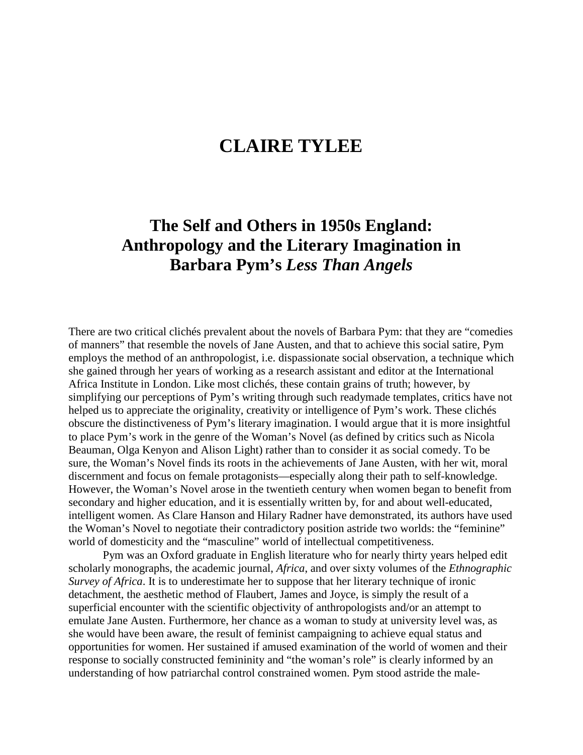# CLAIRE TYLEE

## The Self and Others in 1950s England: Anthropology and the Literary Imagination in Barbara Pym's *Less Than Angels*

There are two critical clichés prevalent about the novels of Barbara Pym: that they are "comedies of manners" that resemble the novels of Jane Austen, and that to achieve this social satire, Pym employs the method of an anthropologist, i.e. dispassionate social observation, a technique which she gained through her years of working as a research assistant and editor at the International Africa Institute in London. Like most clichés, these contain grains of truth; however, by simplifying our perceptions of Pym's writing through such readymade templates, critics have not helped us to appreciate the originality, creativity or intelligence of Pym's work. These clichés obscure the distinctiveness of Pym's literary imagination. I would argue that it is more insightful to place Pym's work in the genre of the Woman's Novel (as defined by critics such as Nicola Beauman, Olga Kenyon and Alison Light) rather than to consider it as social comedy. To be sure, the Woman's Novel finds its roots in the achievements of Jane Austen, with her wit, moral discernment and focus on female protagonists—especially along their path to self-knowledge. However, the Woman's Novel arose in the twentieth century when women began to benefit from secondary and higher education, and it is essentially written by, for and about well-educated, intelligent women. As Clare Hanson and Hilary Radner have demonstrated, its authors have used the Woman's Novel to negotiate their contradictory position astride two worlds: the "feminine" world of domesticity and the "masculine" world of intellectual competitiveness.

Pym was an Oxford graduate in English literature who for nearly thirty years helped edit scholarly monographs, the academic journal, *Africa*, and over sixty volumes of the *Ethnographic Survey of Africa*. It is to underestimate her to suppose that her literary technique of ironic detachment, the aesthetic method of Flaubert, James and Joyce, is simply the result of a superficial encounter with the scientific objectivity of anthropologists and/or an attempt to emulate Jane Austen. Furthermore, her chance as a woman to study at university level was, as she would have been aware, the result of feminist campaigning to achieve equal status and opportunities for women. Her sustained if amused examination of the world of women and their response to socially constructed femininity and "the woman's role" is clearly informed by an understanding of how patriarchal control constrained women. Pym stood astride the male-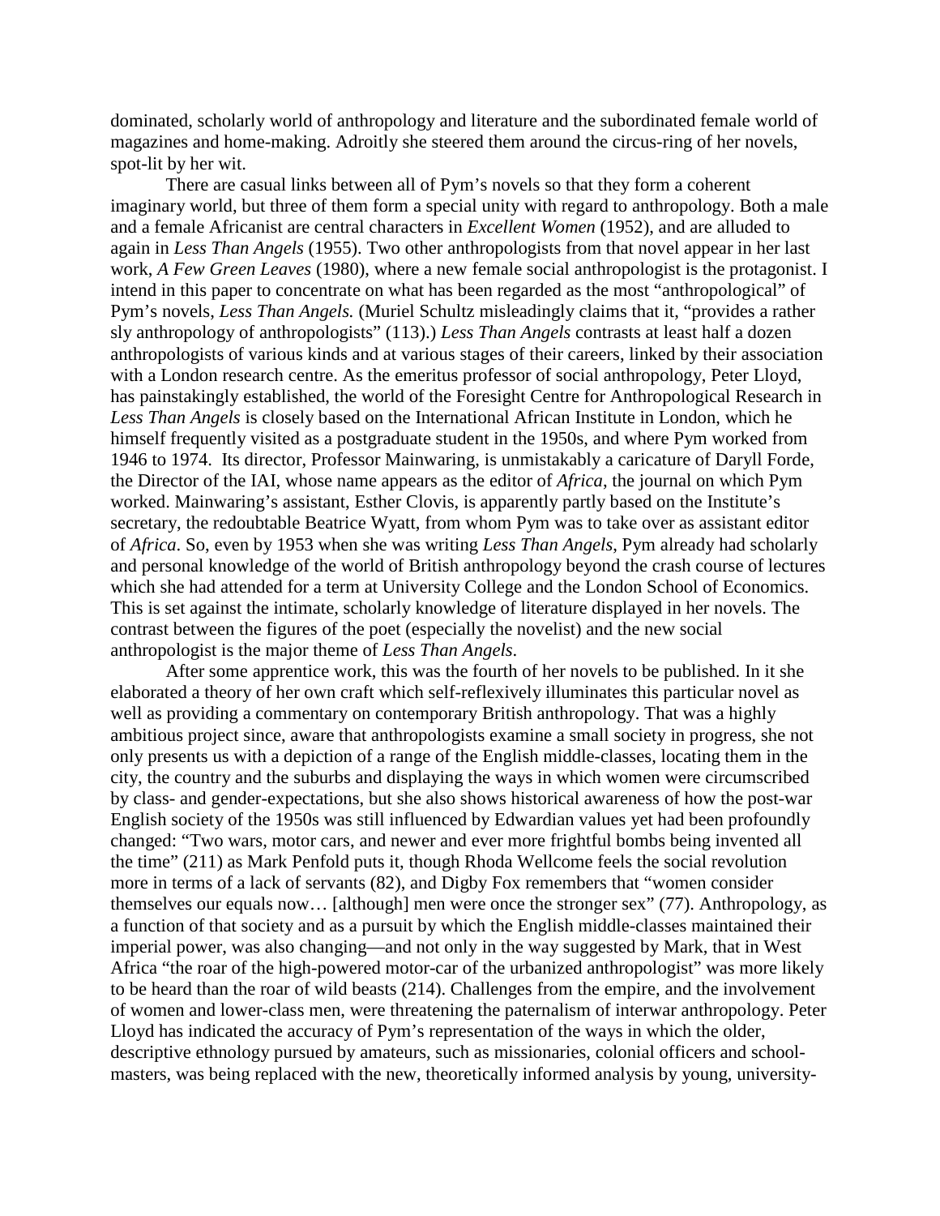dominated, scholarly world of anthropology and literature and the subordinated female world of magazines and home-making. Adroitly she steered them around the circus-ring of her novels, spot-lit by her wit.

There are casual links between all of Pym's novels so that they form a coherent imaginary world, but three of them form a special unity with regard to anthropology. Both a male and a female Africanist are central characters in *Excellent Women* (1952), and are alluded to again in *Less Than Angels* (1955). Two other anthropologists from that novel appear in her last work, *A Few Green Leaves* (1980), where a new female social anthropologist is the protagonist. I intend in this paper to concentrate on what has been regarded as the most "anthropological" of Pym's novels, *Less Than Angels.* (Muriel Schultz misleadingly claims that it, "provides a rather sly anthropology of anthropologists" (113).) *Less Than Angels* contrasts at least half a dozen anthropologists of various kinds and at various stages of their careers, linked by their association with a London research centre. As the emeritus professor of social anthropology, Peter Lloyd, has painstakingly established, the world of the Foresight Centre for Anthropological Research in *Less Than Angels* is closely based on the International African Institute in London, which he himself frequently visited as a postgraduate student in the 1950s, and where Pym worked from 1946 to 1974. Its director, Professor Mainwaring, is unmistakably a caricature of Daryll Forde, the Director of the IAI, whose name appears as the editor of *Africa*, the journal on which Pym worked. Mainwaring's assistant, Esther Clovis, is apparently partly based on the Institute's secretary, the redoubtable Beatrice Wyatt, from whom Pym was to take over as assistant editor of *Africa*. So, even by 1953 when she was writing *Less Than Angels*, Pym already had scholarly and personal knowledge of the world of British anthropology beyond the crash course of lectures which she had attended for a term at University College and the London School of Economics. This is set against the intimate, scholarly knowledge of literature displayed in her novels. The contrast between the figures of the poet (especially the novelist) and the new social anthropologist is the major theme of *Less Than Angels.*

After some apprentice work, this was the fourth of her novels to be published. In it she elaborated a theory of her own craft which self-reflexively illuminates this particular novel as well as providing a commentary on contemporary British anthropology. That was a highly ambitious project since, aware that anthropologists examine a small society in progress, she not only presents us with a depiction of a range of the English middle-classes, locating them in the city, the country and the suburbs and displaying the ways in which women were circumscribed by class- and gender-expectations, but she also shows historical awareness of how the post-war English society of the 1950s was still influenced by Edwardian values yet had been profoundly changed: "Two wars, motor cars, and newer and ever more frightful bombs being invented all the time" (211) as Mark Penfold puts it, though Rhoda Wellcome feels the social revolution more in terms of a lack of servants (82), and Digby Fox remembers that "women consider themselves our equals now… [although] men were once the stronger sex" (77). Anthropology, as a function of that society and as a pursuit by which the English middle-classes maintained their imperial power, was also changing—and not only in the way suggested by Mark, that in West Africa "the roar of the high-powered motor-car of the urbanized anthropologist" was more likely to be heard than the roar of wild beasts (214). Challenges from the empire, and the involvement of women and lower-class men, were threatening the paternalism of interwar anthropology. Peter Lloyd has indicated the accuracy of Pym's representation of the ways in which the older, descriptive ethnology pursued by amateurs, such as missionaries, colonial officers and school-masters, was being replaced with the new, theoretically informed analysis by young, university-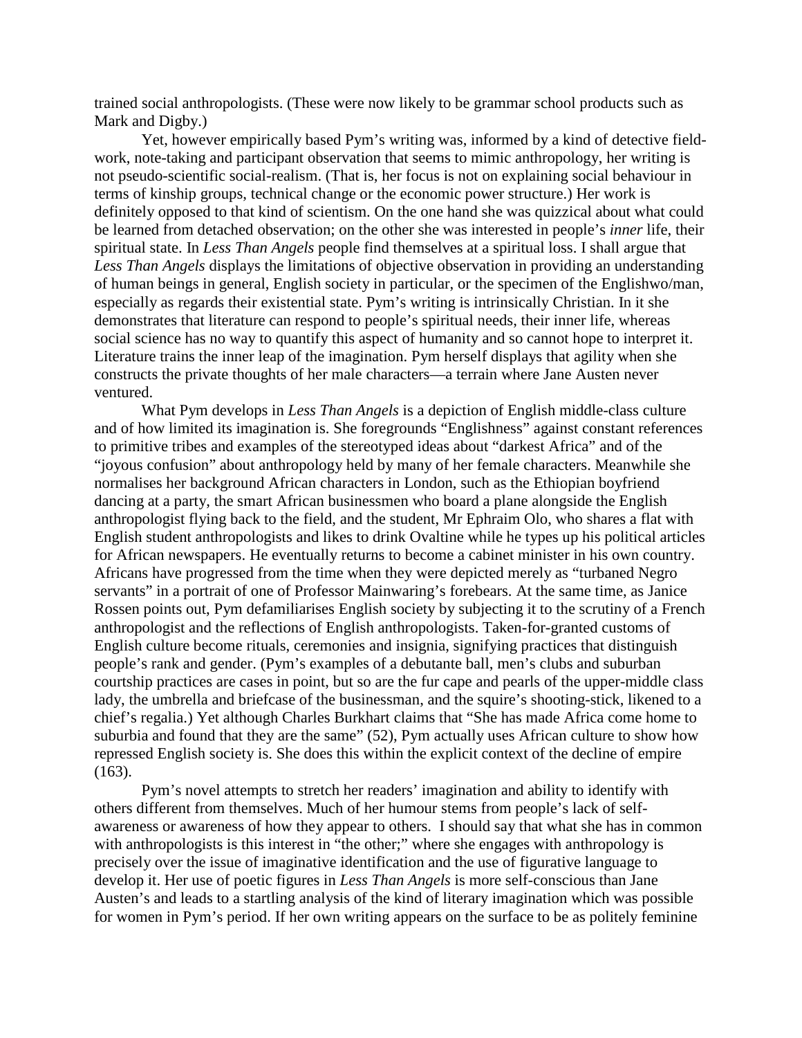trained social anthropologists. (These were now likely to be grammar school products such as Mark and Digby.)

Yet, however empirically based Pym's writing was, informed by a kind of detective field-work, note-taking and participant observation that seems to mimic anthropology, her writing is not pseudo-scientific social-realism. (That is, her focus is not on explaining social behaviour in terms of kinship groups, technical change or the economic power structure.) Her work is definitely opposed to that kind of scientism. On the one hand she was quizzical about what could be learned from detached observation; on the other she was interested in people's *inner* life, their spiritual state. In *Less Than Angels* people find themselves at a spiritual loss. I shall argue that *Less Than Angels* displays the limitations of objective observation in providing an understanding of human beings in general, English society in particular, or the specimen of the Englishwo/man, especially as regards their existential state. Pym's writing is intrinsically Christian. In it she demonstrates that literature can respond to people's spiritual needs, their inner life, whereas social science has no way to quantify this aspect of humanity and so cannot hope to interpret it. Literature trains the inner leap of the imagination. Pym herself displays that agility when she constructs the private thoughts of her male characters—a terrain where Jane Austen never ventured.

What Pym develops in *Less Than Angels* is a depiction of English middle-class culture and of how limited its imagination is. She foregrounds "Englishness" against constant references to primitive tribes and examples of the stereotyped ideas about "darkest Africa" and of the "joyous confusion" about anthropology held by many of her female characters. Meanwhile she normalises her background African characters in London, such as the Ethiopian boyfriend dancing at a party, the smart African businessmen who board a plane alongside the English anthropologist flying back to the field, and the student, Mr Ephraim Olo, who shares a flat with English student anthropologists and likes to drink Ovaltine while he types up his political articles for African newspapers. He eventually returns to become a cabinet minister in his own country. Africans have progressed from the time when they were depicted merely as "turbaned Negro servants" in a portrait of one of Professor Mainwaring's forebears. At the same time, as Janice Rossen points out, Pym defamiliarises English society by subjecting it to the scrutiny of a French anthropologist and the reflections of English anthropologists. Taken-for-granted customs of English culture become rituals, ceremonies and insignia, signifying practices that distinguish people's rank and gender. (Pym's examples of a debutante ball, men's clubs and suburban courtship practices are cases in point, but so are the fur cape and pearls of the upper-middle class lady, the umbrella and briefcase of the businessman, and the squire's shooting-stick, likened to a chief's regalia.) Yet although Charles Burkhart claims that "She has made Africa come home to suburbia and found that they are the same" (52), Pym actually uses African culture to show how repressed English society is. She does this within the explicit context of the decline of empire (163).

Pym's novel attempts to stretch her readers' imagination and ability to identify with others different from themselves. Much of her humour stems from people's lack of self-awareness or awareness of how they appear to others. I should say that what she has in common with anthropologists is this interest in "the other;" where she engages with anthropology is precisely over the issue of imaginative identification and the use of figurative language to develop it. Her use of poetic figures in *Less Than Angels* is more self-conscious than Jane Austen's and leads to a startling analysis of the kind of literary imagination which was possible for women in Pym's period. If her own writing appears on the surface to be as politely feminine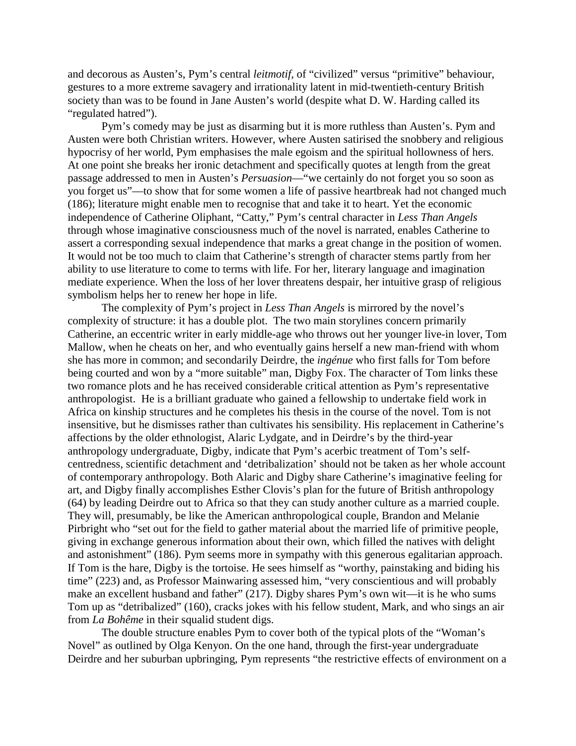and decorous as Austen's, Pym's central *leitmotif*, of "civilized" versus "primitive" behaviour, gestures to a more extreme savagery and irrationality latent in mid-twentieth-century British society than was to be found in Jane Austen's world (despite what D. W. Harding called its "regulated hatred").

Pym's comedy may be just as disarming but it is more ruthless than Austen's. Pym and Austen were both Christian writers. However, where Austen satirised the snobbery and religious hypocrisy of her world, Pym emphasises the male egoism and the spiritual hollowness of hers. At one point she breaks her ironic detachment and specifically quotes at length from the great passage addressed to men in Austen's *Persuasion*—"we certainly do not forget you so soon as you forget us"—to show that for some women a life of passive heartbreak had not changed much (186); literature might enable men to recognise that and take it to heart. Yet the economic independence of Catherine Oliphant, "Catty," Pym's central character in *Less Than Angels* through whose imaginative consciousness much of the novel is narrated, enables Catherine to assert a corresponding sexual independence that marks a great change in the position of women. It would not be too much to claim that Catherine's strength of character stems partly from her ability to use literature to come to terms with life. For her, literary language and imagination mediate experience. When the loss of her lover threatens despair, her intuitive grasp of religious symbolism helps her to renew her hope in life.

The complexity of Pym's project in *Less Than Angels* is mirrored by the novel's complexity of structure: it has a double plot. The two main storylines concern primarily Catherine, an eccentric writer in early middle-age who throws out her younger live-in lover, Tom Mallow, when he cheats on her, and who eventually gains herself a new man-friend with whom she has more in common; and secondarily Deirdre, the *ingénue* who first falls for Tom before being courted and won by a "more suitable" man, Digby Fox. The character of Tom links these two romance plots and he has received considerable critical attention as Pym's representative anthropologist. He is a brilliant graduate who gained a fellowship to undertake field work in Africa on kinship structures and he completes his thesis in the course of the novel. Tom is not insensitive, but he dismisses rather than cultivates his sensibility. His replacement in Catherine's affections by the older ethnologist, Alaric Lydgate, and in Deirdre's by the third-year anthropology undergraduate, Digby, indicate that Pym's acerbic treatment of Tom's self-centredness, scientific detachment and 'detribalization' should not be taken as her whole account of contemporary anthropology. Both Alaric and Digby share Catherine's imaginative feeling for art, and Digby finally accomplishes Esther Clovis's plan for the future of British anthropology (64) by leading Deirdre out to Africa so that they can study another culture as a married couple. They will, presumably, be like the American anthropological couple, Brandon and Melanie Pirbright who "set out for the field to gather material about the married life of primitive people, giving in exchange generous information about their own, which filled the natives with delight and astonishment" (186). Pym seems more in sympathy with this generous egalitarian approach. If Tom is the hare, Digby is the tortoise. He sees himself as "worthy, painstaking and biding his time" (223) and, as Professor Mainwaring assessed him, "very conscientious and will probably make an excellent husband and father" (217). Digby shares Pym's own wit—it is he who sums Tom up as "detribalized" (160), cracks jokes with his fellow student, Mark, and who sings an air from *La Bohême* in their squalid student digs.

The double structure enables Pym to cover both of the typical plots of the "Woman's Novel" as outlined by Olga Kenyon. On the one hand, through the first-year undergraduate Deirdre and her suburban upbringing, Pym represents "the restrictive effects of environment on a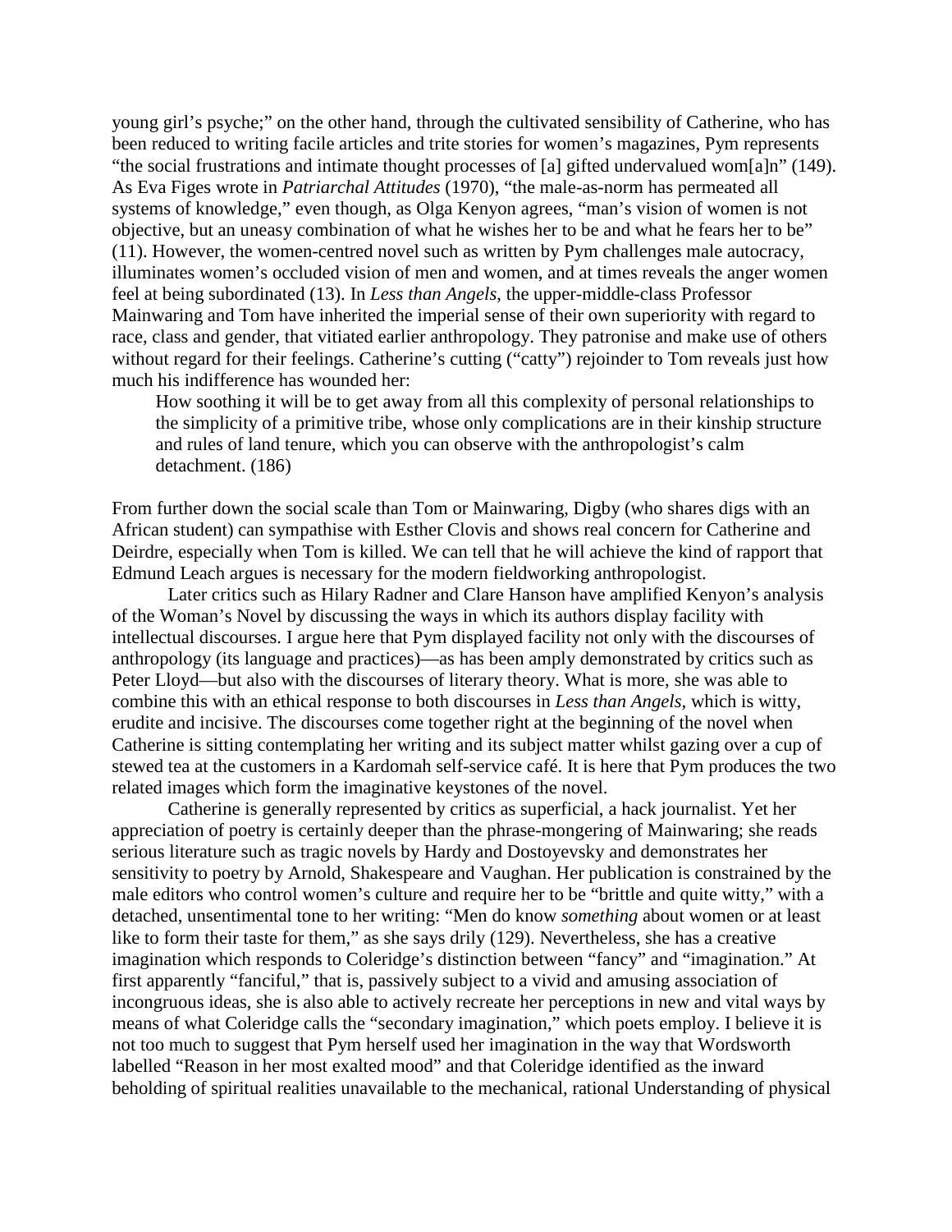young girl's psyche;" on the other hand, through the cultivated sensibility of Catherine, who has been reduced to writing facile articles and trite stories for women's magazines, Pym represents "the social frustrations and intimate thought processes of [a] gifted undervalued wom[a]n" (149). As Eva Figes wrote in *Patriarchal Attitudes* (1970), "the male-as-norm has permeated all systems of knowledge," even though, as Olga Kenyon agrees, "man's vision of women is not objective, but an uneasy combination of what he wishes her to be and what he fears her to be" (11). However, the women-centred novel such as written by Pym challenges male autocracy, illuminates women's occluded vision of men and women, and at times reveals the anger women feel at being subordinated (13). In *Less than Angels*, the upper-middle-class Professor Mainwaring and Tom have inherited the imperial sense of their own superiority with regard to race, class and gender, that vitiated earlier anthropology. They patronise and make use of others without regard for their feelings. Catherine's cutting ("catty") rejoinder to Tom reveals just how much his indifference has wounded her:

> How soothing it will be to get away from all this complexity of personal relationships to the simplicity of a primitive tribe, whose only complications are in their kinship structure and rules of land tenure, which you can observe with the anthropologist's calm detachment. (186)

From further down the social scale than Tom or Mainwaring, Digby (who shares digs with an African student) can sympathise with Esther Clovis and shows real concern for Catherine and Deirdre, especially when Tom is killed. We can tell that he will achieve the kind of rapport that Edmund Leach argues is necessary for the modern fieldworking anthropologist.

Later critics such as Hilary Radner and Clare Hanson have amplified Kenyon's analysis of the Woman's Novel by discussing the ways in which its authors display facility with intellectual discourses. I argue here that Pym displayed facility not only with the discourses of anthropology (its language and practices)—as has been amply demonstrated by critics such as Peter Lloyd—but also with the discourses of literary theory. What is more, she was able to combine this with an ethical response to both discourses in *Less than Angels*, which is witty, erudite and incisive. The discourses come together right at the beginning of the novel when Catherine is sitting contemplating her writing and its subject matter whilst gazing over a cup of stewed tea at the customers in a Kardomah self-service café. It is here that Pym produces the two related images which form the imaginative keystones of the novel.

Catherine is generally represented by critics as superficial, a hack journalist. Yet her appreciation of poetry is certainly deeper than the phrase-mongering of Mainwaring; she reads serious literature such as tragic novels by Hardy and Dostoyevsky and demonstrates her sensitivity to poetry by Arnold, Shakespeare and Vaughan. Her publication is constrained by the male editors who control women's culture and require her to be "brittle and quite witty," with a detached, unsentimental tone to her writing: "Men do know *something* about women or at least like to form their taste for them," as she says drily (129). Nevertheless, she has a creative imagination which responds to Coleridge's distinction between "fancy" and "imagination." At first apparently "fanciful," that is, passively subject to a vivid and amusing association of incongruous ideas, she is also able to actively recreate her perceptions in new and vital ways by means of what Coleridge calls the "secondary imagination," which poets employ. I believe it is not too much to suggest that Pym herself used her imagination in the way that Wordsworth labelled "Reason in her most exalted mood" and that Coleridge identified as the inward beholding of spiritual realities unavailable to the mechanical, rational Understanding of physical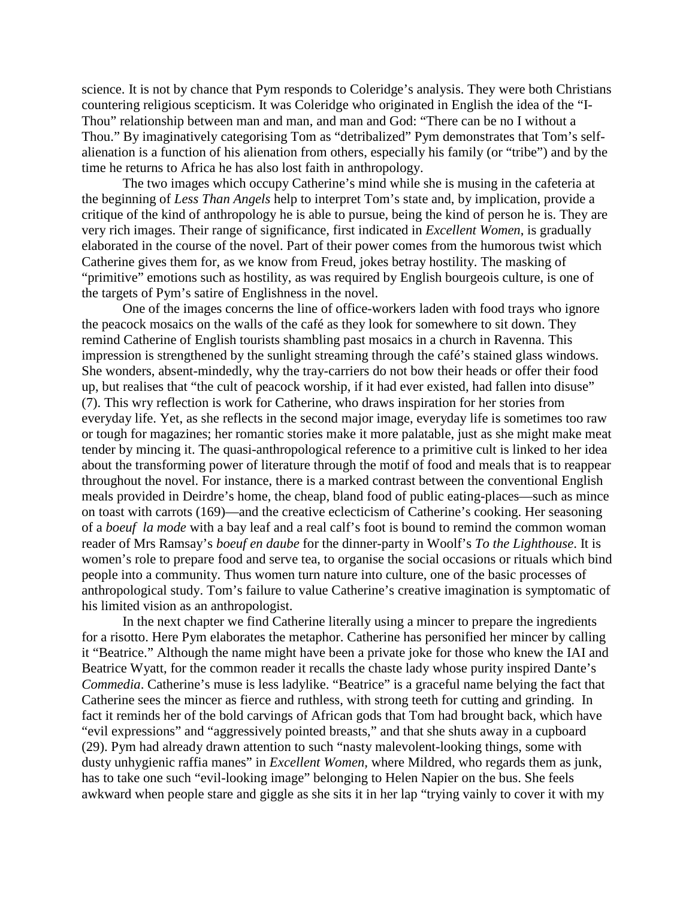science. It is not by chance that Pym responds to Coleridge's analysis. They were both Christians countering religious scepticism. It was Coleridge who originated in English the idea of the "I-Thou" relationship between man and man, and man and God: "There can be no I without a Thou." By imaginatively categorising Tom as "detribalized" Pym demonstrates that Tom's self-alienation is a function of his alienation from others, especially his family (or "tribe") and by the time he returns to Africa he has also lost faith in anthropology.

The two images which occupy Catherine's mind while she is musing in the cafeteria at the beginning of *Less Than Angels* help to interpret Tom's state and, by implication, provide a critique of the kind of anthropology he is able to pursue, being the kind of person he is. They are very rich images. Their range of significance, first indicated in *Excellent Women*, is gradually elaborated in the course of the novel. Part of their power comes from the humorous twist which Catherine gives them for, as we know from Freud, jokes betray hostility. The masking of "primitive" emotions such as hostility, as was required by English bourgeois culture, is one of the targets of Pym's satire of Englishness in the novel.

One of the images concerns the line of office-workers laden with food trays who ignore the peacock mosaics on the walls of the café as they look for somewhere to sit down. They remind Catherine of English tourists shambling past mosaics in a church in Ravenna. This impression is strengthened by the sunlight streaming through the café's stained glass windows. She wonders, absent-mindedly, why the tray-carriers do not bow their heads or offer their food up, but realises that "the cult of peacock worship, if it had ever existed, had fallen into disuse" (7). This wry reflection is work for Catherine, who draws inspiration for her stories from everyday life. Yet, as she reflects in the second major image, everyday life is sometimes too raw or tough for magazines; her romantic stories make it more palatable, just as she might make meat tender by mincing it. The quasi-anthropological reference to a primitive cult is linked to her idea about the transforming power of literature through the motif of food and meals that is to reappear throughout the novel. For instance, there is a marked contrast between the conventional English meals provided in Deirdre's home, the cheap, bland food of public eating-places—such as mince on toast with carrots (169)—and the creative eclecticism of Catherine's cooking. Her seasoning of a *boeuf  la mode* with a bay leaf and a real calf's foot is bound to remind the common woman reader of Mrs Ramsay's *boeuf en daube* for the dinner-party in Woolf's *To the Lighthouse*. It is women's role to prepare food and serve tea, to organise the social occasions or rituals which bind people into a community. Thus women turn nature into culture, one of the basic processes of anthropological study. Tom's failure to value Catherine's creative imagination is symptomatic of his limited vision as an anthropologist.

In the next chapter we find Catherine literally using a mincer to prepare the ingredients for a risotto. Here Pym elaborates the metaphor. Catherine has personified her mincer by calling it "Beatrice." Although the name might have been a private joke for those who knew the IAI and Beatrice Wyatt, for the common reader it recalls the chaste lady whose purity inspired Dante's *Commedia*. Catherine's muse is less ladylike. "Beatrice" is a graceful name belying the fact that Catherine sees the mincer as fierce and ruthless, with strong teeth for cutting and grinding. In fact it reminds her of the bold carvings of African gods that Tom had brought back, which have "evil expressions" and "aggressively pointed breasts," and that she shuts away in a cupboard (29). Pym had already drawn attention to such "nasty malevolent-looking things, some with dusty unhygienic raffia manes" in *Excellent Women,* where Mildred, who regards them as junk, has to take one such "evil-looking image" belonging to Helen Napier on the bus. She feels awkward when people stare and giggle as she sits it in her lap "trying vainly to cover it with my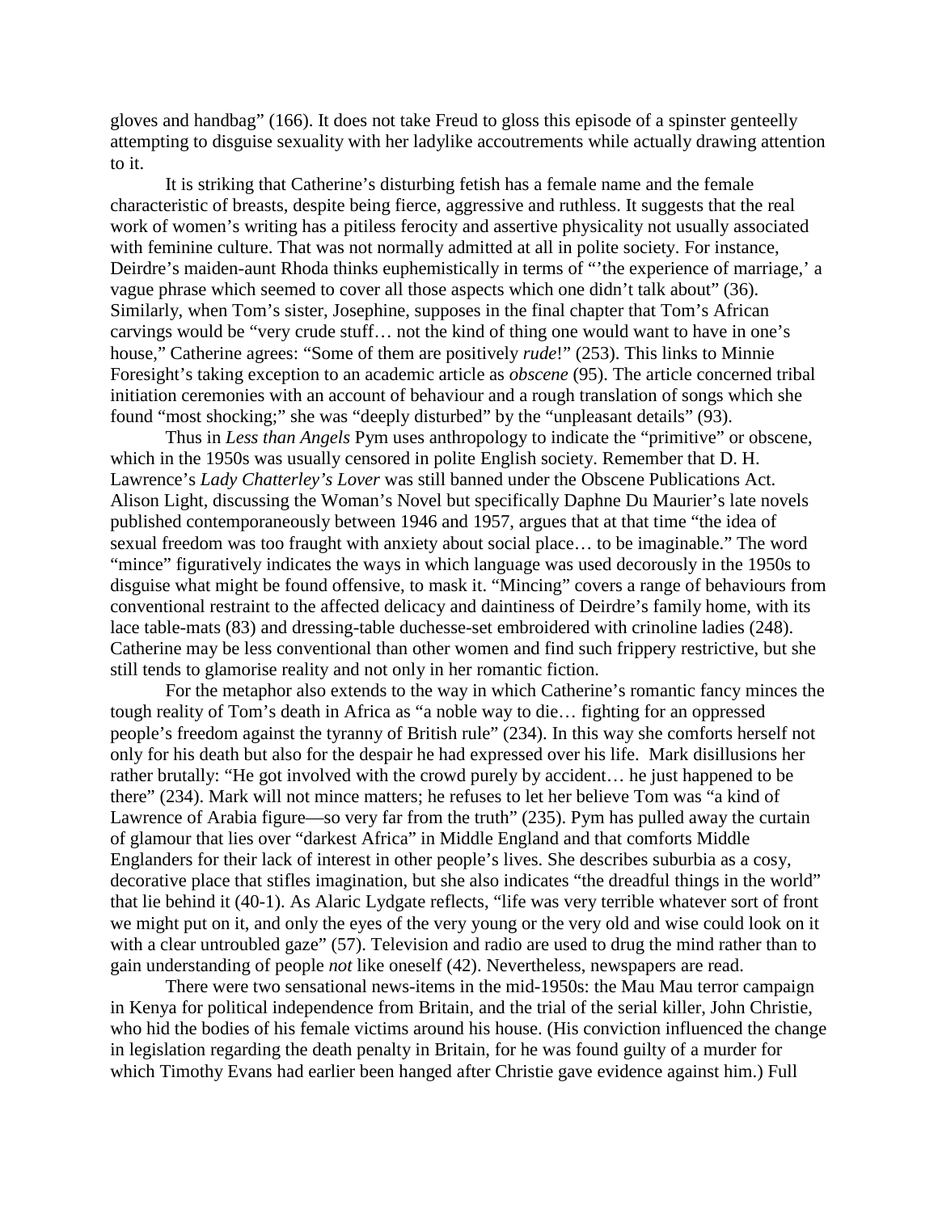gloves and handbag" (166). It does not take Freud to gloss this episode of a spinster genteelly attempting to disguise sexuality with her ladylike accoutrements while actually drawing attention to it.

It is striking that Catherine's disturbing fetish has a female name and the female characteristic of breasts, despite being fierce, aggressive and ruthless. It suggests that the real work of women's writing has a pitiless ferocity and assertive physicality not usually associated with feminine culture. That was not normally admitted at all in polite society. For instance, Deirdre's maiden-aunt Rhoda thinks euphemistically in terms of "'the experience of marriage,' a vague phrase which seemed to cover all those aspects which one didn't talk about" (36). Similarly, when Tom's sister, Josephine, supposes in the final chapter that Tom's African carvings would be "very crude stuff… not the kind of thing one would want to have in one's house," Catherine agrees: "Some of them are positively *rude*!" (253). This links to Minnie Foresight's taking exception to an academic article as *obscene* (95). The article concerned tribal initiation ceremonies with an account of behaviour and a rough translation of songs which she found "most shocking;" she was "deeply disturbed" by the "unpleasant details" (93).

Thus in *Less than Angels* Pym uses anthropology to indicate the "primitive" or obscene, which in the 1950s was usually censored in polite English society. Remember that D. H. Lawrence's *Lady Chatterley's Lover* was still banned under the Obscene Publications Act. Alison Light, discussing the Woman's Novel but specifically Daphne Du Maurier's late novels published contemporaneously between 1946 and 1957, argues that at that time "the idea of sexual freedom was too fraught with anxiety about social place… to be imaginable." The word "mince" figuratively indicates the ways in which language was used decorously in the 1950s to disguise what might be found offensive, to mask it. "Mincing" covers a range of behaviours from conventional restraint to the affected delicacy and daintiness of Deirdre's family home, with its lace table-mats (83) and dressing-table duchesse-set embroidered with crinoline ladies (248). Catherine may be less conventional than other women and find such frippery restrictive, but she still tends to glamorise reality and not only in her romantic fiction.

For the metaphor also extends to the way in which Catherine's romantic fancy minces the tough reality of Tom's death in Africa as "a noble way to die… fighting for an oppressed people's freedom against the tyranny of British rule" (234). In this way she comforts herself not only for his death but also for the despair he had expressed over his life. Mark disillusions her rather brutally: "He got involved with the crowd purely by accident… he just happened to be there" (234). Mark will not mince matters; he refuses to let her believe Tom was "a kind of Lawrence of Arabia figure—so very far from the truth" (235). Pym has pulled away the curtain of glamour that lies over "darkest Africa" in Middle England and that comforts Middle Englanders for their lack of interest in other people's lives. She describes suburbia as a cosy, decorative place that stifles imagination, but she also indicates "the dreadful things in the world" that lie behind it (40-1). As Alaric Lydgate reflects, "life was very terrible whatever sort of front we might put on it, and only the eyes of the very young or the very old and wise could look on it with a clear untroubled gaze" (57). Television and radio are used to drug the mind rather than to gain understanding of people *not* like oneself (42). Nevertheless, newspapers are read.

There were two sensational news-items in the mid-1950s: the Mau Mau terror campaign in Kenya for political independence from Britain, and the trial of the serial killer, John Christie, who hid the bodies of his female victims around his house. (His conviction influenced the change in legislation regarding the death penalty in Britain, for he was found guilty of a murder for which Timothy Evans had earlier been hanged after Christie gave evidence against him.) Full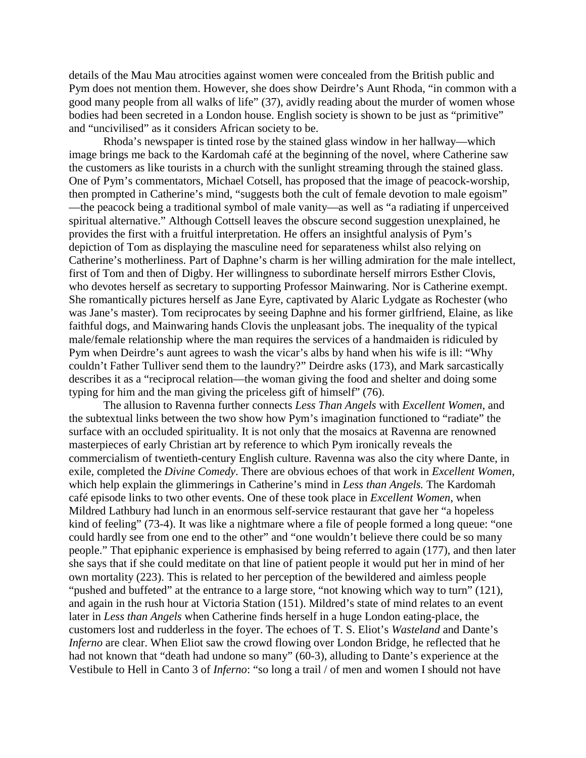details of the Mau Mau atrocities against women were concealed from the British public and Pym does not mention them. However, she does show Deirdre's Aunt Rhoda, "in common with a good many people from all walks of life" (37), avidly reading about the murder of women whose bodies had been secreted in a London house. English society is shown to be just as "primitive" and "uncivilised" as it considers African society to be.

Rhoda's newspaper is tinted rose by the stained glass window in her hallway—which image brings me back to the Kardomah café at the beginning of the novel, where Catherine saw the customers as like tourists in a church with the sunlight streaming through the stained glass. One of Pym's commentators, Michael Cotsell, has proposed that the image of peacock-worship, then prompted in Catherine's mind, "suggests both the cult of female devotion to male egoism"—the peacock being a traditional symbol of male vanity—as well as "a radiating if unperceived spiritual alternative." Although Cottsell leaves the obscure second suggestion unexplained, he provides the first with a fruitful interpretation. He offers an insightful analysis of Pym's depiction of Tom as displaying the masculine need for separateness whilst also relying on Catherine's motherliness. Part of Daphne's charm is her willing admiration for the male intellect, first of Tom and then of Digby. Her willingness to subordinate herself mirrors Esther Clovis, who devotes herself as secretary to supporting Professor Mainwaring. Nor is Catherine exempt. She romantically pictures herself as Jane Eyre, captivated by Alaric Lydgate as Rochester (who was Jane's master). Tom reciprocates by seeing Daphne and his former girlfriend, Elaine, as like faithful dogs, and Mainwaring hands Clovis the unpleasant jobs. The inequality of the typical male/female relationship where the man requires the services of a handmaiden is ridiculed by Pym when Deirdre's aunt agrees to wash the vicar's albs by hand when his wife is ill: "Why couldn't Father Tulliver send them to the laundry?" Deirdre asks (173), and Mark sarcastically describes it as a "reciprocal relation—the woman giving the food and shelter and doing some typing for him and the man giving the priceless gift of himself" (76).

The allusion to Ravenna further connects *Less Than Angels* with *Excellent Women*, and the subtextual links between the two show how Pym's imagination functioned to "radiate" the surface with an occluded spirituality. It is not only that the mosaics at Ravenna are renowned masterpieces of early Christian art by reference to which Pym ironically reveals the commercialism of twentieth-century English culture. Ravenna was also the city where Dante, in exile, completed the *Divine Comedy*. There are obvious echoes of that work in *Excellent Women*, which help explain the glimmerings in Catherine's mind in *Less than Angels.* The Kardomah café episode links to two other events. One of these took place in *Excellent Women*, when Mildred Lathbury had lunch in an enormous self-service restaurant that gave her "a hopeless kind of feeling" (73-4). It was like a nightmare where a file of people formed a long queue: "one could hardly see from one end to the other" and "one wouldn't believe there could be so many people." That epiphanic experience is emphasised by being referred to again (177), and then later she says that if she could meditate on that line of patient people it would put her in mind of her own mortality (223). This is related to her perception of the bewildered and aimless people "pushed and buffeted" at the entrance to a large store, "not knowing which way to turn" (121), and again in the rush hour at Victoria Station (151). Mildred's state of mind relates to an event later in *Less than Angels* when Catherine finds herself in a huge London eating-place, the customers lost and rudderless in the foyer. The echoes of T. S. Eliot's *Wasteland* and Dante's *Inferno* are clear. When Eliot saw the crowd flowing over London Bridge, he reflected that he had not known that "death had undone so many" (60-3), alluding to Dante's experience at the Vestibule to Hell in Canto 3 of *Inferno*: "so long a trail / of men and women I should not have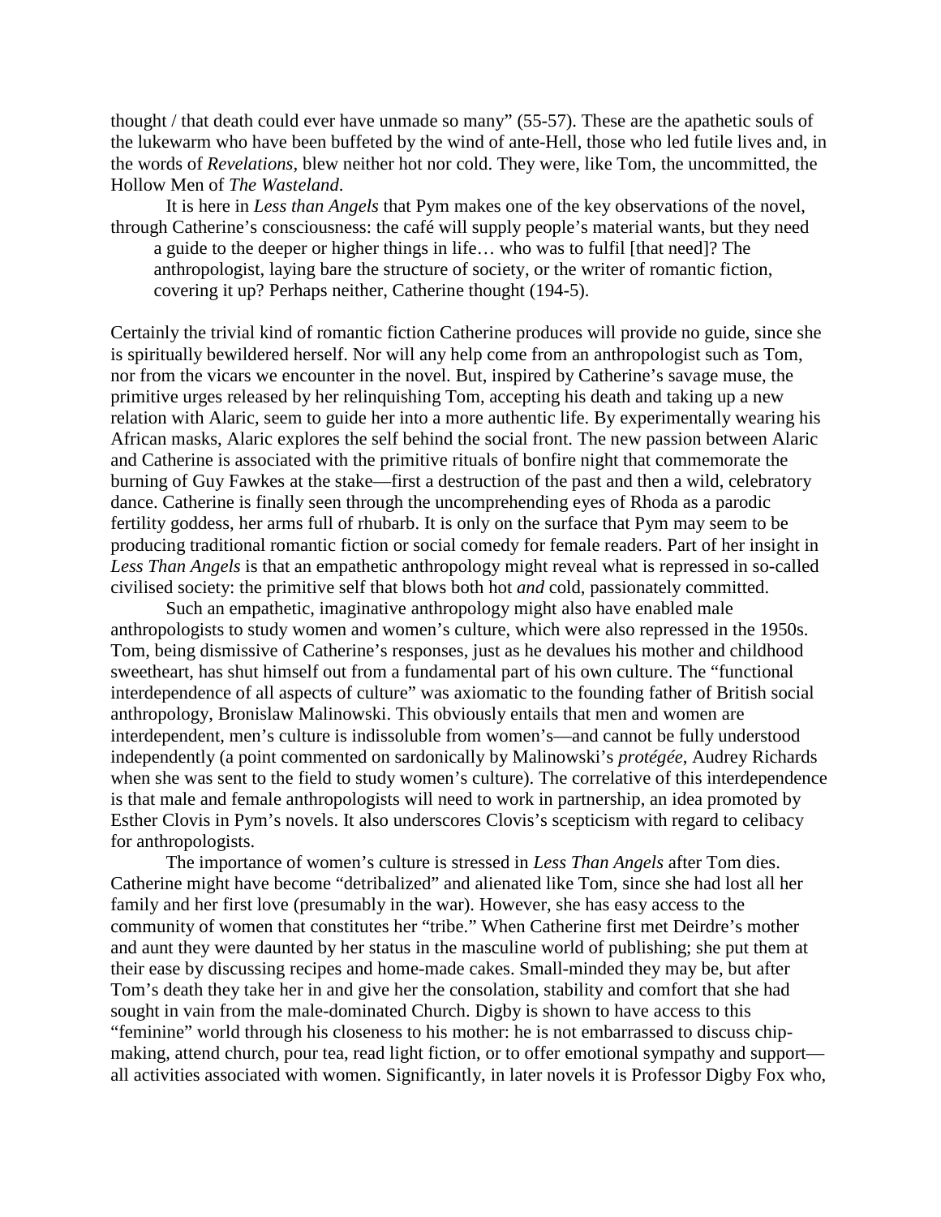thought / that death could ever have unmade so many" (55-57). These are the apathetic souls of the lukewarm who have been buffeted by the wind of ante-Hell, those who led futile lives and, in the words of *Revelations*, blew neither hot nor cold. They were, like Tom, the uncommitted, the Hollow Men of *The Wasteland*.

It is here in *Less than Angels* that Pym makes one of the key observations of the novel, through Catherine's consciousness: the café will supply people's material wants, but they need

> a guide to the deeper or higher things in life… who was to fulfil [that need]? The anthropologist, laying bare the structure of society, or the writer of romantic fiction, covering it up? Perhaps neither, Catherine thought (194-5).

Certainly the trivial kind of romantic fiction Catherine produces will provide no guide, since she is spiritually bewildered herself. Nor will any help come from an anthropologist such as Tom, nor from the vicars we encounter in the novel. But, inspired by Catherine's savage muse, the primitive urges released by her relinquishing Tom, accepting his death and taking up a new relation with Alaric, seem to guide her into a more authentic life. By experimentally wearing his African masks, Alaric explores the self behind the social front. The new passion between Alaric and Catherine is associated with the primitive rituals of bonfire night that commemorate the burning of Guy Fawkes at the stake—first a destruction of the past and then a wild, celebratory dance. Catherine is finally seen through the uncomprehending eyes of Rhoda as a parodic fertility goddess, her arms full of rhubarb. It is only on the surface that Pym may seem to be producing traditional romantic fiction or social comedy for female readers. Part of her insight in *Less Than Angels* is that an empathetic anthropology might reveal what is repressed in so-called civilised society: the primitive self that blows both hot *and* cold, passionately committed.

Such an empathetic, imaginative anthropology might also have enabled male anthropologists to study women and women's culture, which were also repressed in the 1950s. Tom, being dismissive of Catherine's responses, just as he devalues his mother and childhood sweetheart, has shut himself out from a fundamental part of his own culture. The "functional interdependence of all aspects of culture" was axiomatic to the founding father of British social anthropology, Bronislaw Malinowski. This obviously entails that men and women are interdependent, men's culture is indissoluble from women's—and cannot be fully understood independently (a point commented on sardonically by Malinowski's *protégée*, Audrey Richards when she was sent to the field to study women's culture). The correlative of this interdependence is that male and female anthropologists will need to work in partnership, an idea promoted by Esther Clovis in Pym's novels. It also underscores Clovis's scepticism with regard to celibacy for anthropologists.

The importance of women's culture is stressed in *Less Than Angels* after Tom dies. Catherine might have become "detribalized" and alienated like Tom, since she had lost all her family and her first love (presumably in the war). However, she has easy access to the community of women that constitutes her "tribe." When Catherine first met Deirdre's mother and aunt they were daunted by her status in the masculine world of publishing; she put them at their ease by discussing recipes and home-made cakes. Small-minded they may be, but after Tom's death they take her in and give her the consolation, stability and comfort that she had sought in vain from the male-dominated Church. Digby is shown to have access to this "feminine" world through his closeness to his mother: he is not embarrassed to discuss chip-making, attend church, pour tea, read light fiction, or to offer emotional sympathy and support—all activities associated with women. Significantly, in later novels it is Professor Digby Fox who,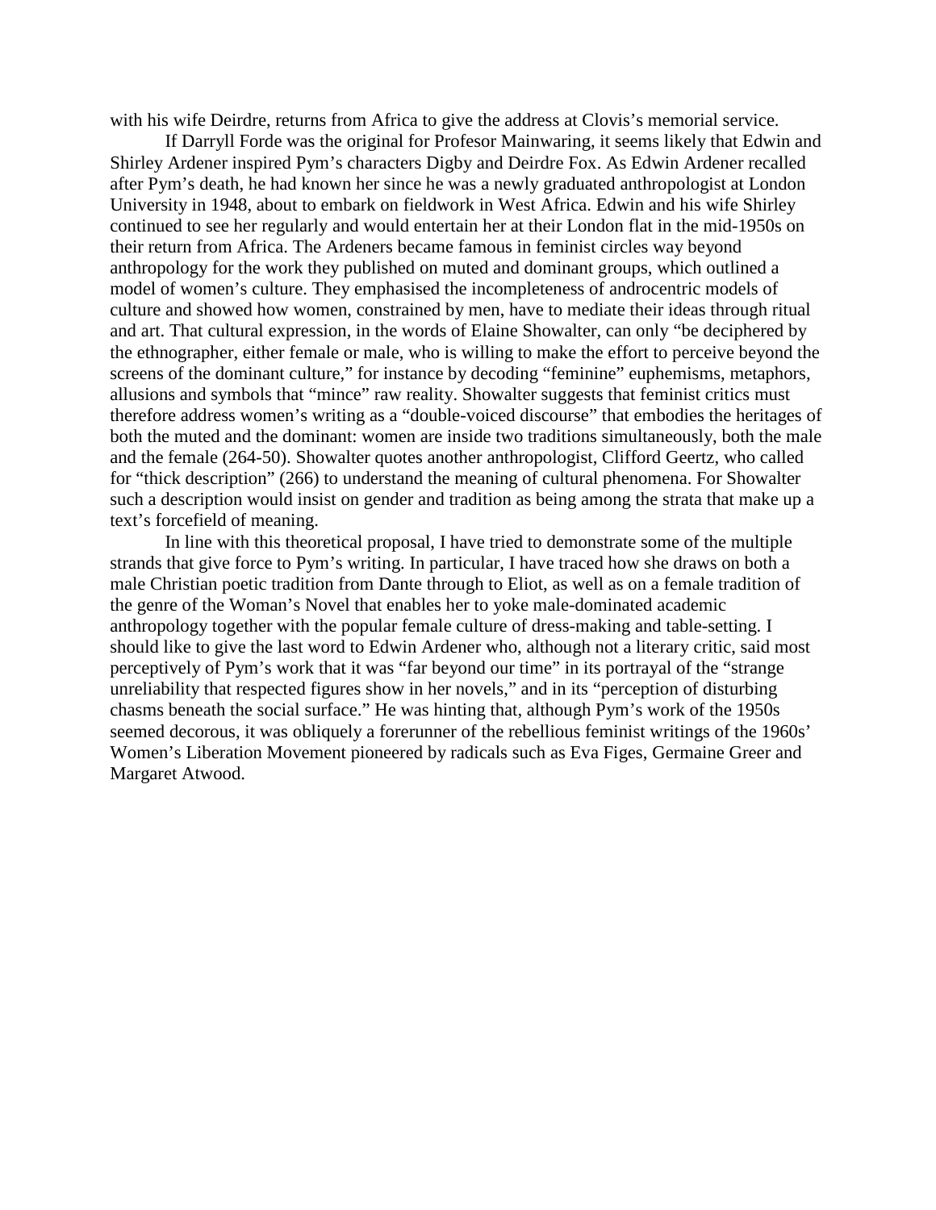with his wife Deirdre, returns from Africa to give the address at Clovis's memorial service.

If Darryll Forde was the original for Profesor Mainwaring, it seems likely that Edwin and Shirley Ardener inspired Pym's characters Digby and Deirdre Fox. As Edwin Ardener recalled after Pym's death, he had known her since he was a newly graduated anthropologist at London University in 1948, about to embark on fieldwork in West Africa. Edwin and his wife Shirley continued to see her regularly and would entertain her at their London flat in the mid-1950s on their return from Africa. The Ardeners became famous in feminist circles way beyond anthropology for the work they published on muted and dominant groups, which outlined a model of women's culture. They emphasised the incompleteness of androcentric models of culture and showed how women, constrained by men, have to mediate their ideas through ritual and art. That cultural expression, in the words of Elaine Showalter, can only "be deciphered by the ethnographer, either female or male, who is willing to make the effort to perceive beyond the screens of the dominant culture," for instance by decoding "feminine" euphemisms, metaphors, allusions and symbols that "mince" raw reality. Showalter suggests that feminist critics must therefore address women's writing as a "double-voiced discourse" that embodies the heritages of both the muted and the dominant: women are inside two traditions simultaneously, both the male and the female (264-50). Showalter quotes another anthropologist, Clifford Geertz, who called for "thick description" (266) to understand the meaning of cultural phenomena. For Showalter such a description would insist on gender and tradition as being among the strata that make up a text's forcefield of meaning.

In line with this theoretical proposal, I have tried to demonstrate some of the multiple strands that give force to Pym's writing. In particular, I have traced how she draws on both a male Christian poetic tradition from Dante through to Eliot, as well as on a female tradition of the genre of the Woman's Novel that enables her to yoke male-dominated academic anthropology together with the popular female culture of dress-making and table-setting. I should like to give the last word to Edwin Ardener who, although not a literary critic, said most perceptively of Pym's work that it was "far beyond our time" in its portrayal of the "strange unreliability that respected figures show in her novels," and in its "perception of disturbing chasms beneath the social surface." He was hinting that, although Pym's work of the 1950s seemed decorous, it was obliquely a forerunner of the rebellious feminist writings of the 1960s' Women's Liberation Movement pioneered by radicals such as Eva Figes, Germaine Greer and Margaret Atwood.